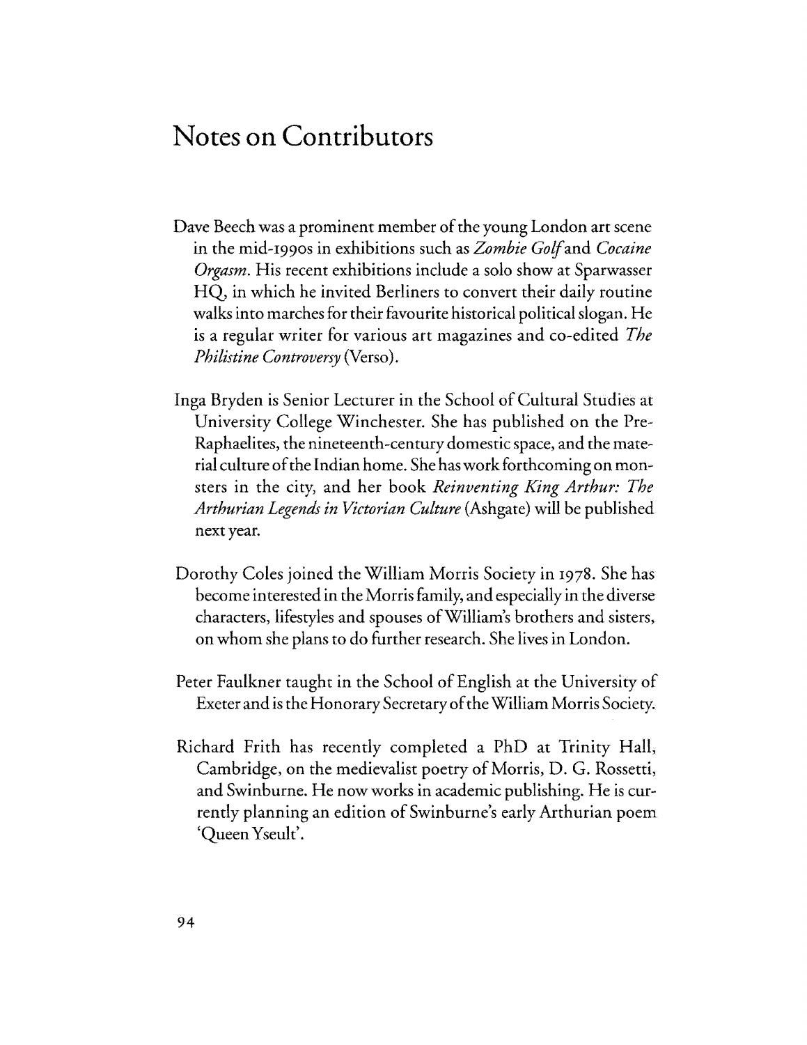# Notes on Contributors

Dave Beech was a prominent member of the young London art scene in the mid-1990s in exhibitions such as *Zombie Golf* and *Cocaine Orgasm*. His recent exhibitions include a solo show at Sparwasser HQ, in which he invited Berliners to convert their daily routine walks into marches for their favourite historical political slogan. He is a regular writer for various art magazines and co-edited *The Philistine Controversy* (Verso).

Inga Bryden is Senior Lecturer in the School of Cultural Studies at University College Winchester. She has published on the Pre-Raphaelites, the nineteenth-century domestic space, and the material culture of the Indian home. She has work forthcoming on monsters in the city, and her book *Reinventing King Arthur: The Arthurian Legends in Victorian Culture* (Ashgate) will be published next year.

Dorothy Coles joined the William Morris Society in 1978. She has become interested in the Morris family, and especially in the diverse characters, lifestyles and spouses of William's brothers and sisters, on whom she plans to do further research. She lives in London.

Peter Faulkner taught in the School of English at the University of Exeter and is the Honorary Secretary of the William Morris Society.

Richard Frith has recently completed a PhD at Trinity Hall, Cambridge, on the medievalist poetry of Morris, D. G. Rossetti, and Swinburne. He now works in academic publishing. He is currently planning an edition of Swinburne's early Arthurian poem 'Queen Yseult'.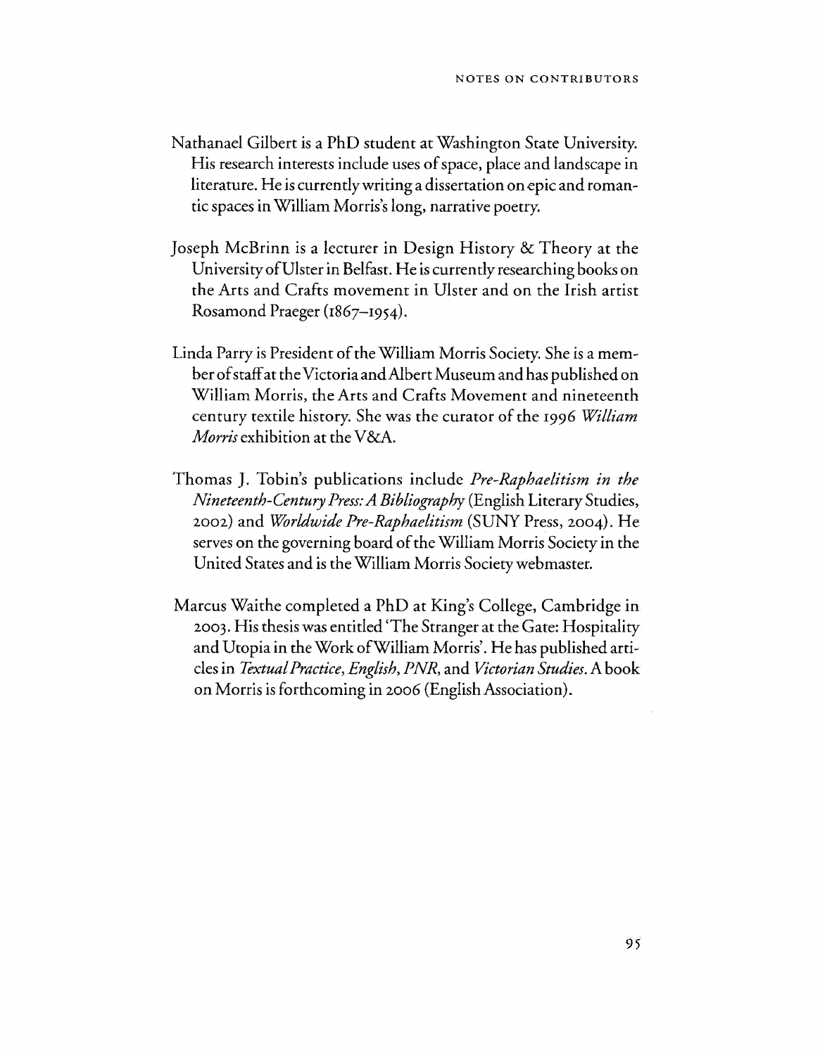Nathanael Gilbert is a PhD student at Washington State University. His research interests include uses of space, place and landscape in literature. He is currently writing a dissertation on epic and romantic spaces in William Morris's long, narrative poetry.

Joseph McBrinn is a lecturer in Design History & Theory at the University of Ulster in Belfast. He is currently researching books on the Arts and Crafts movement in Ulster and on the Irish artist Rosamond Praeger (1867–1954).

Linda Parry is President of the William Morris Society. She is a member of staff at the Victoria and Albert Museum and has published on William Morris, the Arts and Crafts Movement and nineteenth century textile history. She was the curator of the 1996 *William Morris* exhibition at the V&A.

Thomas J. Tobin's publications include *Pre-Raphaelitism in the Nineteenth-Century Press: A Bibliography* (English Literary Studies, 2002) and *Worldwide Pre-Raphaelitism* (SUNY Press, 2004). He serves on the governing board of the William Morris Society in the United States and is the William Morris Society webmaster.

Marcus Waithe completed a PhD at King's College, Cambridge in 2003. His thesis was entitled 'The Stranger at the Gate: Hospitality and Utopia in the Work of William Morris'. He has published articles in *Textual Practice*, *English*, *PNR*, and *Victorian Studies*. A book on Morris is forthcoming in 2006 (English Association).